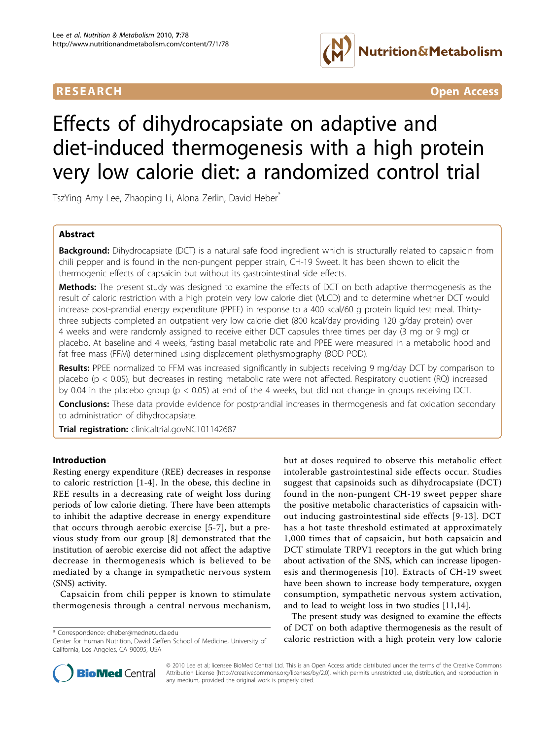RESEARCH | Open Access

# Effects of dihydrocapsiate on adaptive and diet-induced thermogenesis with a high protein very low calorie diet: a randomized control trial

TszYing Amy Lee, Zhaoping Li, Alona Zerlin, David Heber*

## Abstract

**Background:** Dihydrocapsiate (DCT) is a natural safe food ingredient which is structurally related to capsaicin from chili pepper and is found in the non-pungent pepper strain, CH-19 Sweet. It has been shown to elicit the thermogenic effects of capsaicin but without its gastrointestinal side effects.

**Methods:** The present study was designed to examine the effects of DCT on both adaptive thermogenesis as the result of caloric restriction with a high protein very low calorie diet (VLCD) and to determine whether DCT would increase post-prandial energy expenditure (PPEE) in response to a 400 kcal/60 g protein liquid test meal. Thirty-three subjects completed an outpatient very low calorie diet (800 kcal/day providing 120 g/day protein) over 4 weeks and were randomly assigned to receive either DCT capsules three times per day (3 mg or 9 mg) or placebo. At baseline and 4 weeks, fasting basal metabolic rate and PPEE were measured in a metabolic hood and fat free mass (FFM) determined using displacement plethysmography (BOD POD).

**Results:** PPEE normalized to FFM was increased significantly in subjects receiving 9 mg/day DCT by comparison to placebo ($p < 0.05$), but decreases in resting metabolic rate were not affected. Respiratory quotient (RQ) increased by 0.04 in the placebo group ($p < 0.05$) at end of the 4 weeks, but did not change in groups receiving DCT.

**Conclusions:** These data provide evidence for postprandial increases in thermogenesis and fat oxidation secondary to administration of dihydrocapsiate.

**Trial registration:** clinicaltrial.govNCT01142687

## Introduction

Resting energy expenditure (REE) decreases in response to caloric restriction [1-4]. In the obese, this decline in REE results in a decreasing rate of weight loss during periods of low calorie dieting. There have been attempts to inhibit the adaptive decrease in energy expenditure that occurs through aerobic exercise [5-7], but a previous study from our group [8] demonstrated that the institution of aerobic exercise did not affect the adaptive decrease in thermogenesis which is believed to be mediated by a change in sympathetic nervous system (SNS) activity.

Capsaicin from chili pepper is known to stimulate thermogenesis through a central nervous mechanism, but at doses required to observe this metabolic effect intolerable gastrointestinal side effects occur. Studies suggest that capsinoids such as dihydrocapsiate (DCT) found in the non-pungent CH-19 sweet pepper share the positive metabolic characteristics of capsaicin without inducing gastrointestinal side effects [9-13]. DCT has a hot taste threshold estimated at approximately 1,000 times that of capsaicin, but both capsaicin and DCT stimulate TRPV1 receptors in the gut which bring about activation of the SNS, which can increase lipogenesis and thermogenesis [10]. Extracts of CH-19 sweet have been shown to increase body temperature, oxygen consumption, sympathetic nervous system activation, and to lead to weight loss in two studies [11,14].

The present study was designed to examine the effects of DCT on both adaptive thermogenesis as the result of caloric restriction with a high protein very low calorie

\* Correspondence: dheber@mednet.ucla.edu
Center for Human Nutrition, David Geffen School of Medicine, University of California, Los Angeles, CA 90095, USA

© 2010 Lee et al; licensee BioMed Central Ltd. This is an Open Access article distributed under the terms of the Creative Commons Attribution License (http://creativecommons.org/licenses/by/2.0), which permits unrestricted use, distribution, and reproduction in any medium, provided the original work is properly cited.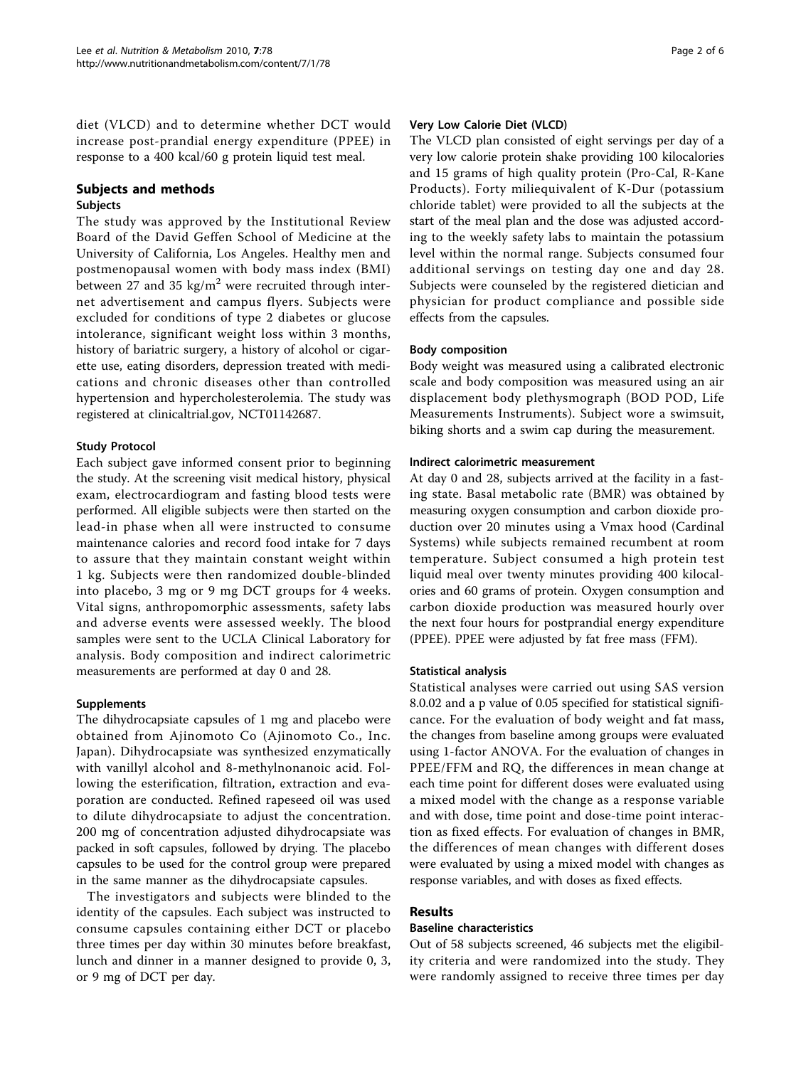diet (VLCD) and to determine whether DCT would increase post-prandial energy expenditure (PPEE) in response to a 400 kcal/60 g protein liquid test meal.

## Subjects and methods

### Subjects

The study was approved by the Institutional Review Board of the David Geffen School of Medicine at the University of California, Los Angeles. Healthy men and postmenopausal women with body mass index (BMI) between 27 and 35 $kg/m^2$ were recruited through internet advertisement and campus flyers. Subjects were excluded for conditions of type 2 diabetes or glucose intolerance, significant weight loss within 3 months, history of bariatric surgery, a history of alcohol or cigarette use, eating disorders, depression treated with medications and chronic diseases other than controlled hypertension and hypercholesterolemia. The study was registered at clinicaltrial.gov, NCT01142687.

### Study Protocol

Each subject gave informed consent prior to beginning the study. At the screening visit medical history, physical exam, electrocardiogram and fasting blood tests were performed. All eligible subjects were then started on the lead-in phase when all were instructed to consume maintenance calories and record food intake for 7 days to assure that they maintain constant weight within 1 kg. Subjects were then randomized double-blinded into placebo, 3 mg or 9 mg DCT groups for 4 weeks. Vital signs, anthropomorphic assessments, safety labs and adverse events were assessed weekly. The blood samples were sent to the UCLA Clinical Laboratory for analysis. Body composition and indirect calorimetric measurements are performed at day 0 and 28.

### Supplements

The dihydrocapsiate capsules of 1 mg and placebo were obtained from Ajinomoto Co (Ajinomoto Co., Inc. Japan). Dihydrocapsiate was synthesized enzymatically with vanillyl alcohol and 8-methylnonanoic acid. Following the esterification, filtration, extraction and evaporation are conducted. Refined rapeseed oil was used to dilute dihydrocapsiate to adjust the concentration. 200 mg of concentration adjusted dihydrocapsiate was packed in soft capsules, followed by drying. The placebo capsules to be used for the control group were prepared in the same manner as the dihydrocapsiate capsules.

The investigators and subjects were blinded to the identity of the capsules. Each subject was instructed to consume capsules containing either DCT or placebo three times per day within 30 minutes before breakfast, lunch and dinner in a manner designed to provide 0, 3, or 9 mg of DCT per day.

### Very Low Calorie Diet (VLCD)

The VLCD plan consisted of eight servings per day of a very low calorie protein shake providing 100 kilocalories and 15 grams of high quality protein (Pro-Cal, R-Kane Products). Forty miliequivalent of K-Dur (potassium chloride tablet) were provided to all the subjects at the start of the meal plan and the dose was adjusted according to the weekly safety labs to maintain the potassium level within the normal range. Subjects consumed four additional servings on testing day one and day 28. Subjects were counseled by the registered dietician and physician for product compliance and possible side effects from the capsules.

### Body composition

Body weight was measured using a calibrated electronic scale and body composition was measured using an air displacement body plethysmograph (BOD POD, Life Measurements Instruments). Subject wore a swimsuit, biking shorts and a swim cap during the measurement.

### Indirect calorimetric measurement

At day 0 and 28, subjects arrived at the facility in a fasting state. Basal metabolic rate (BMR) was obtained by measuring oxygen consumption and carbon dioxide production over 20 minutes using a Vmax hood (Cardinal Systems) while subjects remained recumbent at room temperature. Subject consumed a high protein test liquid meal over twenty minutes providing 400 kilocalories and 60 grams of protein. Oxygen consumption and carbon dioxide production was measured hourly over the next four hours for postprandial energy expenditure (PPEE). PPEE were adjusted by fat free mass (FFM).

### Statistical analysis

Statistical analyses were carried out using SAS version 8.0.02 and a p value of 0.05 specified for statistical significance. For the evaluation of body weight and fat mass, the changes from baseline among groups were evaluated using 1-factor ANOVA. For the evaluation of changes in PPEE/FFM and RQ, the differences in mean change at each time point for different doses were evaluated using a mixed model with the change as a response variable and with dose, time point and dose-time point interaction as fixed effects. For evaluation of changes in BMR, the differences of mean changes with different doses were evaluated by using a mixed model with changes as response variables, and with doses as fixed effects.

## Results

### Baseline characteristics

Out of 58 subjects screened, 46 subjects met the eligibility criteria and were randomized into the study. They were randomly assigned to receive three times per day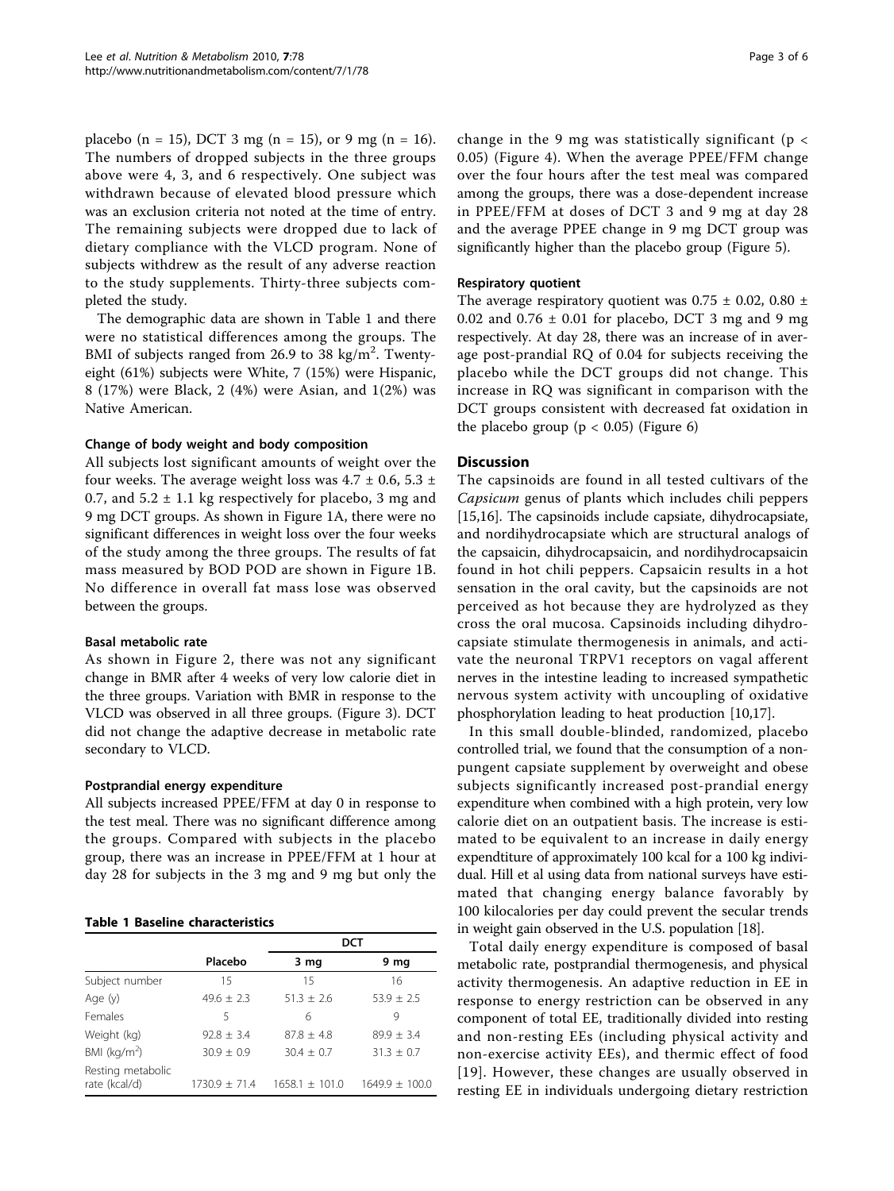placebo (n = 15), DCT 3 mg (n = 15), or 9 mg (n = 16). The numbers of dropped subjects in the three groups above were 4, 3, and 6 respectively. One subject was withdrawn because of elevated blood pressure which was an exclusion criteria not noted at the time of entry. The remaining subjects were dropped due to lack of dietary compliance with the VLCD program. None of subjects withdrew as the result of any adverse reaction to the study supplements. Thirty-three subjects completed the study.

The demographic data are shown in Table 1 and there were no statistical differences among the groups. The BMI of subjects ranged from 26.9 to 38 kg/m$^2$. Twenty-eight (61%) subjects were White, 7 (15%) were Hispanic, 8 (17%) were Black, 2 (4%) were Asian, and 1(2%) was Native American.

#### Change of body weight and body composition

All subjects lost significant amounts of weight over the four weeks. The average weight loss was 4.7 ± 0.6, 5.3 ± 0.7, and 5.2 ± 1.1 kg respectively for placebo, 3 mg and 9 mg DCT groups. As shown in Figure 1A, there were no significant differences in weight loss over the four weeks of the study among the three groups. The results of fat mass measured by BOD POD are shown in Figure 1B. No difference in overall fat mass lose was observed between the groups.

#### Basal metabolic rate

As shown in Figure 2, there was not any significant change in BMR after 4 weeks of very low calorie diet in the three groups. Variation with BMR in response to the VLCD was observed in all three groups. (Figure 3). DCT did not change the adaptive decrease in metabolic rate secondary to VLCD.

#### Postprandial energy expenditure

All subjects increased PPEE/FFM at day 0 in response to the test meal. There was no significant difference among the groups. Compared with subjects in the placebo group, there was an increase in PPEE/FFM at 1 hour at day 28 for subjects in the 3 mg and 9 mg but only the change in the 9 mg was statistically significant ($p < 0.05$) (Figure 4). When the average PPEE/FFM change over the four hours after the test meal was compared among the groups, there was a dose-dependent increase in PPEE/FFM at doses of DCT 3 and 9 mg at day 28 and the average PPEE change in 9 mg DCT group was significantly higher than the placebo group (Figure 5).

**Table 1 Baseline characteristics**

| | Placebo | DCT | |
|---|---|---|---|
| | | 3 mg | 9 mg |
| Subject number | 15 | 15 | 16 |
| Age (y) | 49.6 ± 2.3 | 51.3 ± 2.6 | 53.9 ± 2.5 |
| Females | 5 | 6 | 9 |
| Weight (kg) | 92.8 ± 3.4 | 87.8 ± 4.8 | 89.9 ± 3.4 |
| BMI (kg/m$^2$) | 30.9 ± 0.9 | 30.4 ± 0.7 | 31.3 ± 0.7 |
| Resting metabolic rate (kcal/d) | 1730.9 ± 71.4 | 1658.1 ± 101.0 | 1649.9 ± 100.0 |

#### Respiratory quotient

The average respiratory quotient was 0.75 ± 0.02, 0.80 ± 0.02 and 0.76 ± 0.01 for placebo, DCT 3 mg and 9 mg respectively. At day 28, there was an increase of in average post-prandial RQ of 0.04 for subjects receiving the placebo while the DCT groups did not change. This increase in RQ was significant in comparison with the DCT groups consistent with decreased fat oxidation in the placebo group ($p < 0.05$) (Figure 6)

## Discussion

The capsinoids are found in all tested cultivars of the *Capsicum* genus of plants which includes chili peppers [15,16]. The capsinoids include capsiate, dihydrocapsiate, and nordihydrocapsiate which are structural analogs of the capsaicin, dihydrocapsaicin, and nordihydrocapsaicin found in hot chili peppers. Capsaicin results in a hot sensation in the oral cavity, but the capsinoids are not perceived as hot because they are hydrolyzed as they cross the oral mucosa. Capsinoids including dihydrocapsiate stimulate thermogenesis in animals, and activate the neuronal TRPV1 receptors on vagal afferent nerves in the intestine leading to increased sympathetic nervous system activity with uncoupling of oxidative phosphorylation leading to heat production [10,17].

In this small double-blinded, randomized, placebo controlled trial, we found that the consumption of a non-pungent capsiate supplement by overweight and obese subjects significantly increased post-prandial energy expenditure when combined with a high protein, very low calorie diet on an outpatient basis. The increase is estimated to be equivalent to an increase in daily energy expendtiture of approximately 100 kcal for a 100 kg individual. Hill et al using data from national surveys have estimated that changing energy balance favorably by 100 kilocalories per day could prevent the secular trends in weight gain observed in the U.S. population [18].

Total daily energy expenditure is composed of basal metabolic rate, postprandial thermogenesis, and physical activity thermogenesis. An adaptive reduction in EE in response to energy restriction can be observed in any component of total EE, traditionally divided into resting and non-resting EEs (including physical activity and non-exercise activity EEs), and thermic effect of food [19]. However, these changes are usually observed in resting EE in individuals undergoing dietary restriction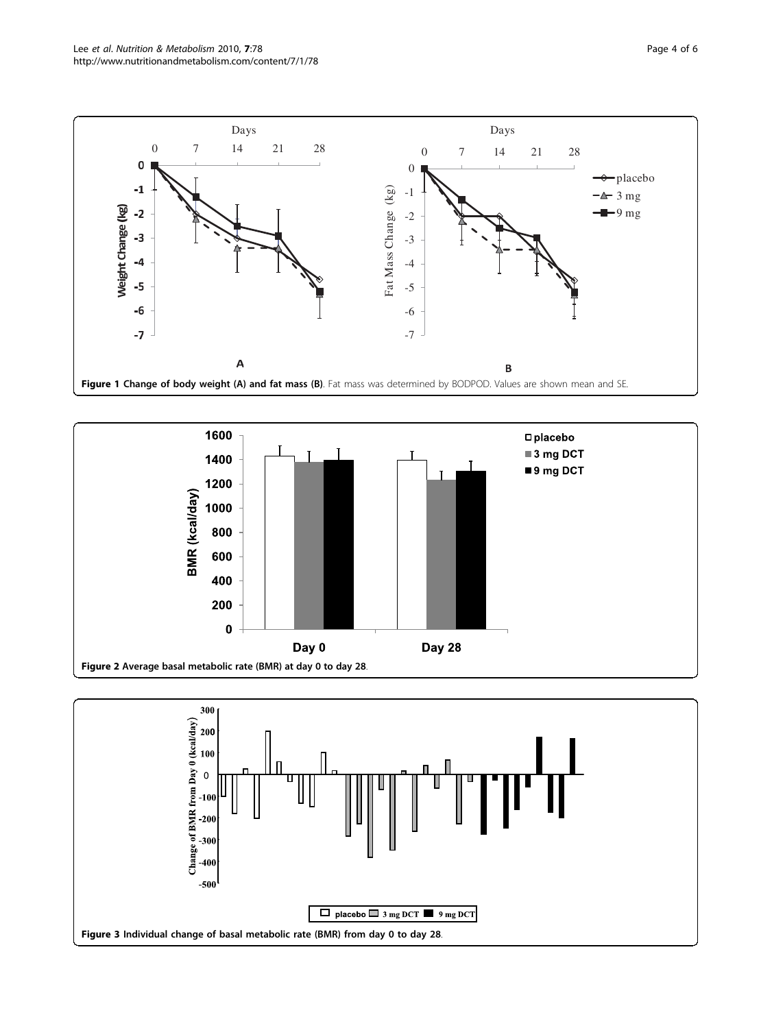Figure 1 Change of body weight (A) and fat mass (B). Fat mass was determined by BODPOD. Values are shown mean and SE.

Figure 2 Average basal metabolic rate (BMR) at day 0 to day 28.

Figure 3 Individual change of basal metabolic rate (BMR) from day 0 to day 28.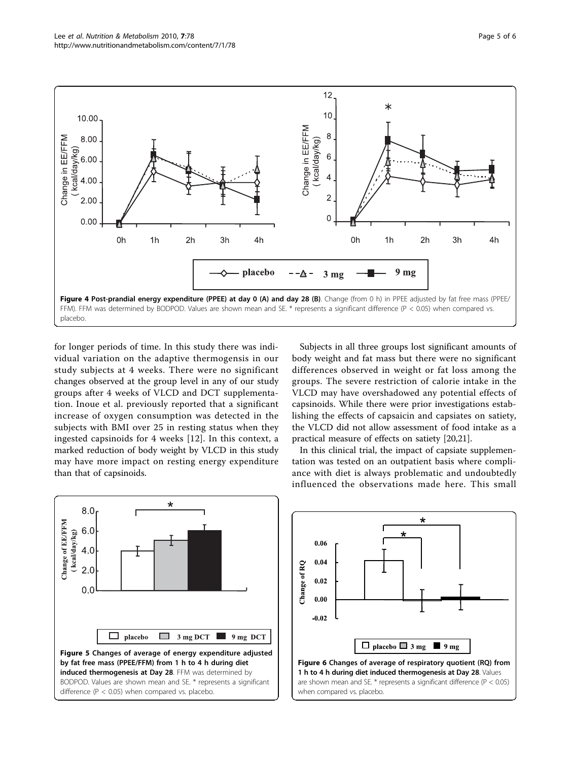**Figure 4 Post-prandial energy expenditure (PPEE) at day 0 (A) and day 28 (B)**. Change (from 0 h) in PPEE adjusted by fat free mass (PPEE/FFM). FFM was determined by BODPOD. Values are shown mean and SE. * represents a significant difference (P < 0.05) when compared vs. placebo.

for longer periods of time. In this study there was individual variation on the adaptive thermogensis in our study subjects at 4 weeks. There were no significant changes observed at the group level in any of our study groups after 4 weeks of VLCD and DCT supplementation. Inoue et al. previously reported that a significant increase of oxygen consumption was detected in the subjects with BMI over 25 in resting status when they ingested capsinoids for 4 weeks [12]. In this context, a marked reduction of body weight by VLCD in this study may have more impact on resting energy expenditure than that of capsinoids.

Subjects in all three groups lost significant amounts of body weight and fat mass but there were no significant differences observed in weight or fat loss among the groups. The severe restriction of calorie intake in the VLCD may have overshadowed any potential effects of capsinoids. While there were prior investigations establishing the effects of capsaicin and capsiates on satiety, the VLCD did not allow assessment of food intake as a practical measure of effects on satiety [20,21].

In this clinical trial, the impact of capsiate supplementation was tested on an outpatient basis where compliance with diet is always problematic and undoubtedly influenced the observations made here. This small

**Figure 5 Changes of average of energy expenditure adjusted by fat free mass (PPEE/FFM) from 1 h to 4 h during diet induced thermogenesis at Day 28**. FFM was determined by BODPOD. Values are shown mean and SE. * represents a significant difference (P < 0.05) when compared vs. placebo.

**Figure 6 Changes of average of respiratory quotient (RQ) from 1 h to 4 h during diet induced thermogenesis at Day 28**. Values are shown mean and SE. * represents a significant difference (P < 0.05) when compared vs. placebo.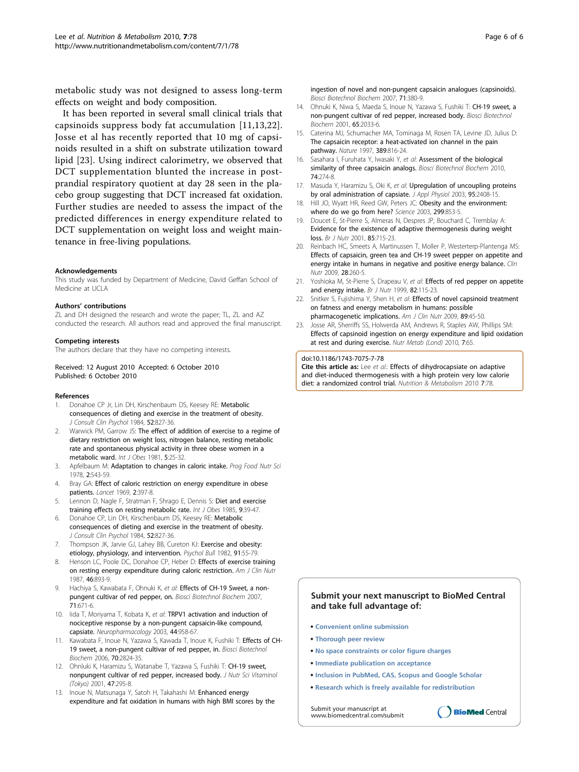metabolic study was not designed to assess long-term effects on weight and body composition.

It has been reported in several small clinical trials that capsinoids suppress body fat accumulation [11,13,22]. Josse et al has recently reported that 10 mg of capsinoids resulted in a shift on substrate utilization toward lipid [23]. Using indirect calorimetry, we observed that DCT supplementation blunted the increase in postprandial respiratory quotient at day 28 seen in the placebo group suggesting that DCT increased fat oxidation. Further studies are needed to assess the impact of the predicted differences in energy expenditure related to DCT supplementation on weight loss and weight maintenance in free-living populations.

#### Acknowledgements
This study was funded by Department of Medicine, David Geffan School of Medicine at UCLA

#### Authors' contributions
ZL and DH designed the research and wrote the paper; TL, ZL and AZ conducted the research. All authors read and approved the final manuscript.

#### Competing interests
The authors declare that they have no competing interests.

Received: 12 August 2010 Accepted: 6 October 2010
Published: 6 October 2010

#### References

1. Donahoe CP Jr, Lin DH, Kirschenbaum DS, Keesey RE: **Metabolic consequences of dieting and exercise in the treatment of obesity.** *J Consult Clin Psychol* 1984, **52**:827-36.
2. Warwick PM, Garrow JS: **The effect of addition of exercise to a regime of dietary restriction on weight loss, nitrogen balance, resting metabolic rate and spontaneous physical activity in three obese women in a metabolic ward.** *Int J Obes* 1981, **5**:25-32.
3. Apfelbaum M: **Adaptation to changes in caloric intake.** *Prog Food Nutr Sci* 1978, **2**:543-59.
4. Bray GA: **Effect of caloric restriction on energy expenditure in obese patients.** *Lancet* 1969, **2**:397-8.
5. Lennon D, Nagle F, Stratman F, Shrago E, Dennis S: **Diet and exercise training effects on resting metabolic rate.** *Int J Obes* 1985, **9**:39-47.
6. Donahoe CP, Lin DH, Kirschenbaum DS, Keesey RE: **Metabolic consequences of dieting and exercise in the treatment of obesity.** *J Consult Clin Psychol* 1984, **52**:827-36.
7. Thompson JK, Jarvie GJ, Lahey BB, Cureton KJ: **Exercise and obesity: etiology, physiology, and intervention.** *Psychol Bull* 1982, **91**:55-79.
8. Henson LC, Poole DC, Donahoe CP, Heber D: **Effects of exercise training on resting energy expenditure during caloric restriction.** *Am J Clin Nutr* 1987, **46**:893-9.
9. Hachiya S, Kawabata F, Ohnuki K, *et al*: **Effects of CH-19 Sweet, a non-pungent cultivar of red pepper, on.** *Biosci Biotechnol Biochem* 2007, **71**:671-6.
10. Iida T, Moriyama T, Kobata K, *et al*: **TRPV1 activation and induction of nociceptive response by a non-pungent capsaicin-like compound, capsiate.** *Neuropharmacology* 2003, **44**:958-67.
11. Kawabata F, Inoue N, Yazawa S, Kawada T, Inoue K, Fushiki T: **Effects of CH-19 sweet, a non-pungent cultivar of red pepper, in.** *Biosci Biotechnol Biochem* 2006, **70**:2824-35.
12. Ohnluki K, Haramizu S, Watanabe T, Yazawa S, Fushiki T: **CH-19 sweet, nonpungent cultivar of red pepper, increased body.** *J Nutr Sci Vitaminol (Tokyo)* 2001, **47**:295-8.
13. Inoue N, Matsunaga Y, Satoh H, Takahashi M: **Enhanced energy expenditure and fat oxidation in humans with high BMI scores by the ingestion of novel and non-pungent capsaicin analogues (capsinoids).** *Biosci Biotechnol Biochem* 2007, **71**:380-9.
14. Ohnuki K, Niwa S, Maeda S, Inoue N, Yazawa S, Fushiki T: **CH-19 sweet, a non-pungent cultivar of red pepper, increased body.** *Biosci Biotechnol Biochem* 2001, **65**:2033-6.
15. Caterina MJ, Schumacher MA, Tominaga M, Rosen TA, Levine JD, Julius D: **The capsaicin receptor: a heat-activated ion channel in the pain pathway.** *Nature* 1997, **389**:816-24.
16. Sasahara I, Furuhata Y, Iwasaki Y, *et al*: **Assessment of the biological similarity of three capsaicin analogs.** *Biosci Biotechnol Biochem* 2010, **74**:274-8.
17. Masuda Y, Haramizu S, Oki K, *et al*: **Upregulation of uncoupling proteins by oral administration of capsiate.** *J Appl Physiol* 2003, **95**:2408-15.
18. Hill JO, Wyatt HR, Reed GW, Peters JC: **Obesity and the environment: where do we go from here?** *Science* 2003, **299**:853-5.
19. Doucet E, St-Pierre S, Almeras N, Despres JP, Bouchard C, Tremblay A: **Evidence for the existence of adaptive thermogenesis during weight loss.** *Br J Nutr* 2001, **85**:715-23.
20. Reinbach HC, Smeets A, Martinussen T, Moller P, Westerterp-Plantenga MS: **Effects of capsaicin, green tea and CH-19 sweet pepper on appetite and energy intake in humans in negative and positive energy balance.** *Clin Nutr* 2009, **28**:260-5.
21. Yoshioka M, St-Pierre S, Drapeau V, *et al*: **Effects of red pepper on appetite and energy intake.** *Br J Nutr* 1999, **82**:115-23.
22. Snitker S, Fujishima Y, Shen H, *et al*: **Effects of novel capsinoid treatment on fatness and energy metabolism in humans: possible pharmacogenetic implications.** *Am J Clin Nutr* 2009, **89**:45-50.
23. Josse AR, Sherriffs SS, Holwerda AM, Andrews R, Staples AW, Phillips SM: **Effects of capsinoid ingestion on energy expenditure and lipid oxidation at rest and during exercise.** *Nutr Metab (Lond)* 2010, **7**:65.

doi:10.1186/1743-7075-7-78
**Cite this article as:** Lee *et al.*: Effects of dihydrocapsiate on adaptive and diet-induced thermogenesis with a high protein very low calorie diet: a randomized control trial. *Nutrition & Metabolism* 2010 **7**:78.

**Submit your next manuscript to BioMed Central and take full advantage of:**

- Convenient online submission
- Thorough peer review
- No space constraints or color figure charges
- Immediate publication on acceptance
- Inclusion in PubMed, CAS, Scopus and Google Scholar
- Research which is freely available for redistribution

Submit your manuscript at
www.biomedcentral.com/submit

BioMed Central